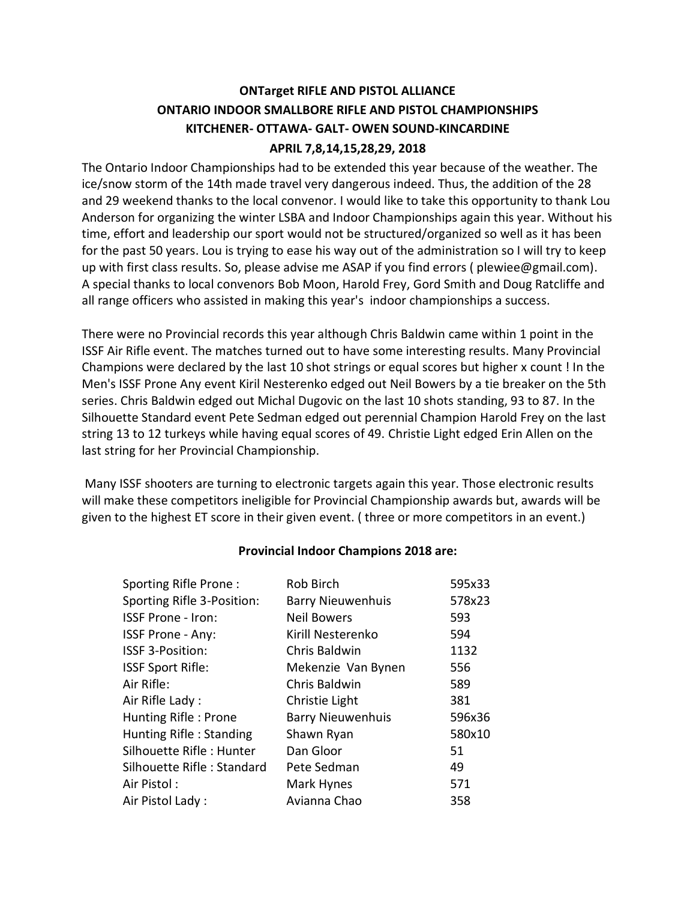# ONTarget RIFLE AND PISTOL ALLIANCE
## ONTARIO INDOOR SMALLBORE RIFLE AND PISTOL CHAMPIONSHIPS
### KITCHENER- OTTAWA- GALT- OWEN SOUND-KINCARDINE
### APRIL 7,8,14,15,28,29, 2018

The Ontario Indoor Championships had to be extended this year because of the weather. The ice/snow storm of the 14th made travel very dangerous indeed. Thus, the addition of the 28 and 29 weekend thanks to the local convenor. I would like to take this opportunity to thank Lou Anderson for organizing the winter LSBA and Indoor Championships again this year. Without his time, effort and leadership our sport would not be structured/organized so well as it has been for the past 50 years. Lou is trying to ease his way out of the administration so I will try to keep up with first class results. So, please advise me ASAP if you find errors ( plewiee@gmail.com). A special thanks to local convenors Bob Moon, Harold Frey, Gord Smith and Doug Ratcliffe and all range officers who assisted in making this year's indoor championships a success.

There were no Provincial records this year although Chris Baldwin came within 1 point in the ISSF Air Rifle event. The matches turned out to have some interesting results. Many Provincial Champions were declared by the last 10 shot strings or equal scores but higher x count ! In the Men's ISSF Prone Any event Kiril Nesterenko edged out Neil Bowers by a tie breaker on the 5th series. Chris Baldwin edged out Michal Dugovic on the last 10 shots standing, 93 to 87. In the Silhouette Standard event Pete Sedman edged out perennial Champion Harold Frey on the last string 13 to 12 turkeys while having equal scores of 49. Christie Light edged Erin Allen on the last string for her Provincial Championship.

Many ISSF shooters are turning to electronic targets again this year. Those electronic results will make these competitors ineligible for Provincial Championship awards but, awards will be given to the highest ET score in their given event. ( three or more competitors in an event.)

**Provincial Indoor Champions 2018 are:**

| | | |
|---|---|---|
| Sporting Rifle Prone : | Rob Birch | 595x33 |
| Sporting Rifle 3-Position: | Barry Nieuwenhuis | 578x23 |
| ISSF Prone - Iron: | Neil Bowers | 593 |
| ISSF Prone - Any: | Kirill Nesterenko | 594 |
| ISSF 3-Position: | Chris Baldwin | 1132 |
| ISSF Sport Rifle: | Mekenzie Van Bynen | 556 |
| Air Rifle: | Chris Baldwin | 589 |
| Air Rifle Lady : | Christie Light | 381 |
| Hunting Rifle : Prone | Barry Nieuwenhuis | 596x36 |
| Hunting Rifle : Standing | Shawn Ryan | 580x10 |
| Silhouette Rifle : Hunter | Dan Gloor | 51 |
| Silhouette Rifle : Standard | Pete Sedman | 49 |
| Air Pistol : | Mark Hynes | 571 |
| Air Pistol Lady : | Avianna Chao | 358 |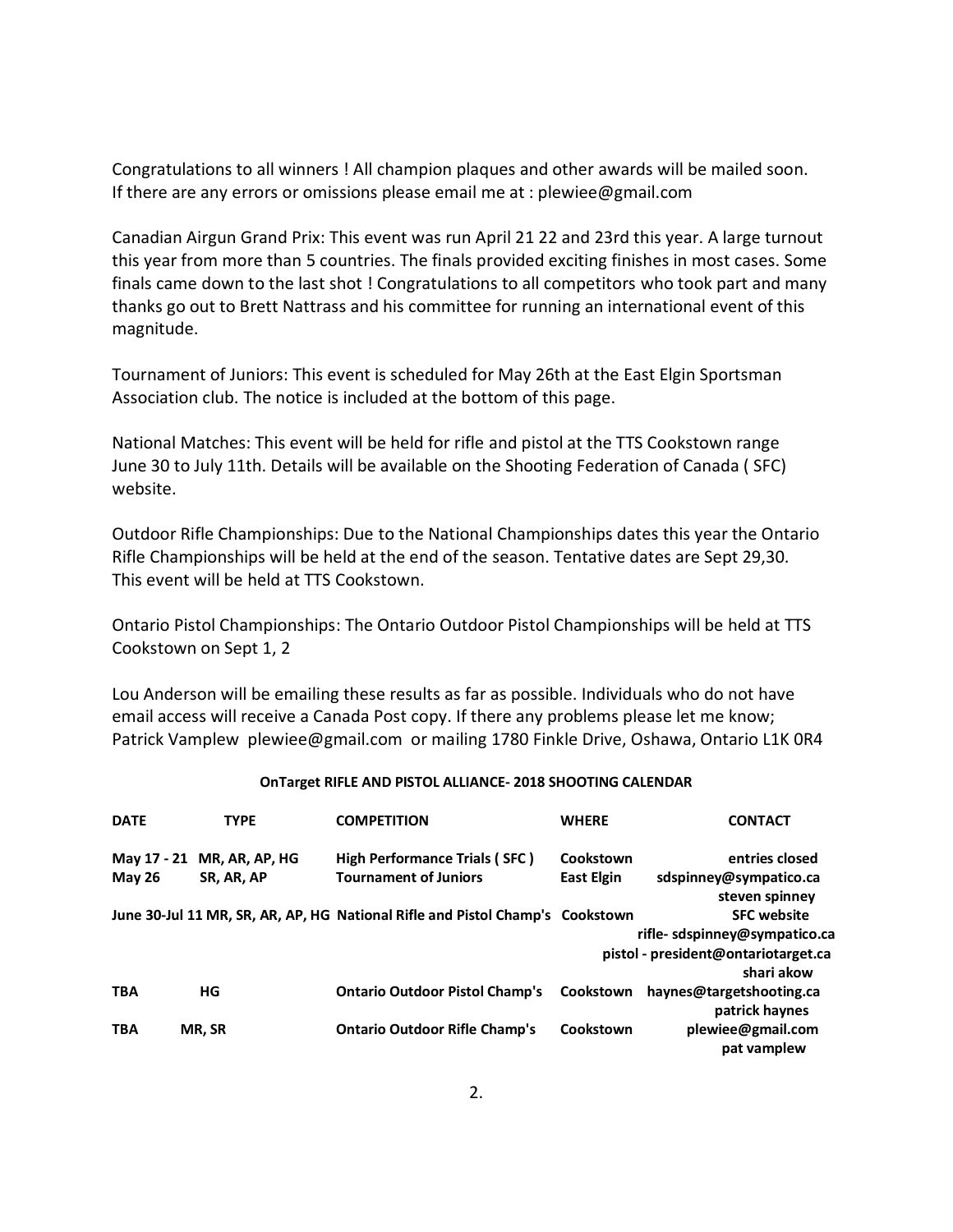Congratulations to all winners ! All champion plaques and other awards will be mailed soon. If there are any errors or omissions please email me at : plewiee@gmail.com

Canadian Airgun Grand Prix: This event was run April 21 22 and 23rd this year. A large turnout this year from more than 5 countries. The finals provided exciting finishes in most cases. Some finals came down to the last shot ! Congratulations to all competitors who took part and many thanks go out to Brett Nattrass and his committee for running an international event of this magnitude.

Tournament of Juniors: This event is scheduled for May 26th at the East Elgin Sportsman Association club. The notice is included at the bottom of this page.

National Matches: This event will be held for rifle and pistol at the TTS Cookstown range June 30 to July 11th. Details will be available on the Shooting Federation of Canada ( SFC) website.

Outdoor Rifle Championships: Due to the National Championships dates this year the Ontario Rifle Championships will be held at the end of the season. Tentative dates are Sept 29,30. This event will be held at TTS Cookstown.

Ontario Pistol Championships: The Ontario Outdoor Pistol Championships will be held at TTS Cookstown on Sept 1, 2

Lou Anderson will be emailing these results as far as possible. Individuals who do not have email access will receive a Canada Post copy. If there any problems please let me know; Patrick Vamplew plewiee@gmail.com or mailing 1780 Finkle Drive, Oshawa, Ontario L1K 0R4

**OnTarget RIFLE AND PISTOL ALLIANCE- 2018 SHOOTING CALENDAR**

| DATE | TYPE | COMPETITION | WHERE | CONTACT |
|---|---|---|---|---|
| May 17 - 21 | MR, AR, AP, HG | High Performance Trials ( SFC ) | Cookstown | entries closed |
| May 26 | SR, AR, AP | Tournament of Juniors | East Elgin | sdspinney@sympatico.ca steven spinney |
| June 30-Jul 11 | MR, SR, AR, AP, HG | National Rifle and Pistol Champ's | Cookstown | SFC website rifle- sdspinney@sympatico.ca pistol - president@ontariotarget.ca shari akow |
| TBA | HG | Ontario Outdoor Pistol Champ's | Cookstown | haynes@targetshooting.ca patrick haynes |
| TBA | MR, SR | Ontario Outdoor Rifle Champ's | Cookstown | plewiee@gmail.com pat vamplew |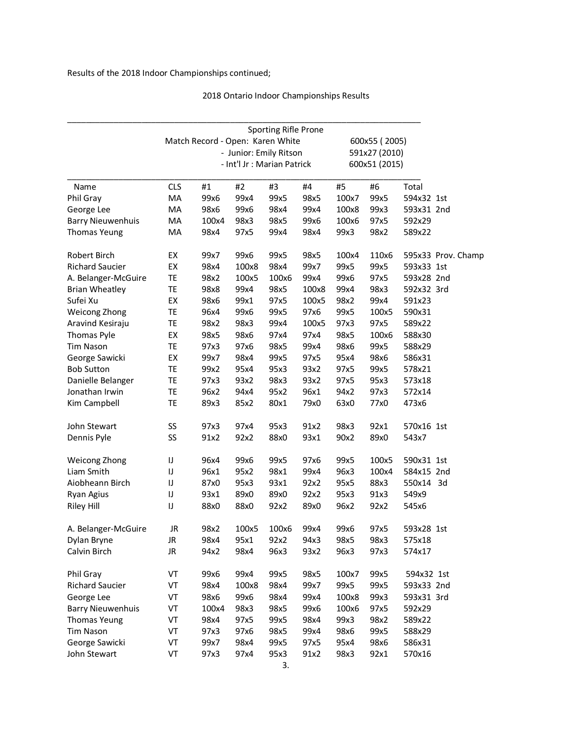Results of the 2018 Indoor Championships continued;

2018 Ontario Indoor Championships Results

Sporting Rifle Prone

Match Record - Open: Karen White 600x55 ( 2005)
- Junior: Emily Ritson 591x27 (2010)
- Int'l Jr : Marian Patrick 600x51 (2015)

| Name | CLS | #1 | #2 | #3 | #4 | #5 | #6 | Total | |
|---|---|---|---|---|---|---|---|---|---|
| Phil Gray | MA | 99x6 | 99x4 | 99x5 | 98x5 | 100x7 | 99x5 | 594x32 | 1st |
| George Lee | MA | 98x6 | 99x6 | 98x4 | 99x4 | 100x8 | 99x3 | 593x31 | 2nd |
| Barry Nieuwenhuis | MA | 100x4 | 98x3 | 98x5 | 99x6 | 100x6 | 97x5 | 592x29 | |
| Thomas Yeung | MA | 98x4 | 97x5 | 99x4 | 98x4 | 99x3 | 98x2 | 589x22 | |
| | | | | | | | | | |
| Robert Birch | EX | 99x7 | 99x6 | 99x5 | 98x5 | 100x4 | 110x6 | 595x33 | Prov. Champ |
| Richard Saucier | EX | 98x4 | 100x8 | 98x4 | 99x7 | 99x5 | 99x5 | 593x33 | 1st |
| A. Belanger-McGuire | TE | 98x2 | 100x5 | 100x6 | 99x4 | 99x6 | 97x5 | 593x28 | 2nd |
| Brian Wheatley | TE | 98x8 | 99x4 | 98x5 | 100x8 | 99x4 | 98x3 | 592x32 | 3rd |
| Sufei Xu | EX | 98x6 | 99x1 | 97x5 | 100x5 | 98x2 | 99x4 | 591x23 | |
| Weicong Zhong | TE | 96x4 | 99x6 | 99x5 | 97x6 | 99x5 | 100x5 | 590x31 | |
| Aravind Kesiraju | TE | 98x2 | 98x3 | 99x4 | 100x5 | 97x3 | 97x5 | 589x22 | |
| Thomas Pyle | EX | 98x5 | 98x6 | 97x4 | 97x4 | 98x5 | 100x6 | 588x30 | |
| Tim Nason | TE | 97x3 | 97x6 | 98x5 | 99x4 | 98x6 | 99x5 | 588x29 | |
| George Sawicki | EX | 99x7 | 98x4 | 99x5 | 97x5 | 95x4 | 98x6 | 586x31 | |
| Bob Sutton | TE | 99x2 | 95x4 | 95x3 | 93x2 | 97x5 | 99x5 | 578x21 | |
| Danielle Belanger | TE | 97x3 | 93x2 | 98x3 | 93x2 | 97x5 | 95x3 | 573x18 | |
| Jonathan Irwin | TE | 96x2 | 94x4 | 95x2 | 96x1 | 94x2 | 97x3 | 572x14 | |
| Kim Campbell | TE | 89x3 | 85x2 | 80x1 | 79x0 | 63x0 | 77x0 | 473x6 | |
| | | | | | | | | | |
| John Stewart | SS | 97x3 | 97x4 | 95x3 | 91x2 | 98x3 | 92x1 | 570x16 | 1st |
| Dennis Pyle | SS | 91x2 | 92x2 | 88x0 | 93x1 | 90x2 | 89x0 | 543x7 | |
| | | | | | | | | | |
| Weicong Zhong | IJ | 96x4 | 99x6 | 99x5 | 97x6 | 99x5 | 100x5 | 590x31 | 1st |
| Liam Smith | IJ | 96x1 | 95x2 | 98x1 | 99x4 | 96x3 | 100x4 | 584x15 | 2nd |
| Aiobheann Birch | IJ | 87x0 | 95x3 | 93x1 | 92x2 | 95x5 | 88x3 | 550x14 | 3d |
| Ryan Agius | IJ | 93x1 | 89x0 | 89x0 | 92x2 | 95x3 | 91x3 | 549x9 | |
| Riley Hill | IJ | 88x0 | 88x0 | 92x2 | 89x0 | 96x2 | 92x2 | 545x6 | |
| | | | | | | | | | |
| A. Belanger-McGuire | JR | 98x2 | 100x5 | 100x6 | 99x4 | 99x6 | 97x5 | 593x28 | 1st |
| Dylan Bryne | JR | 98x4 | 95x1 | 92x2 | 94x3 | 98x5 | 98x3 | 575x18 | |
| Calvin Birch | JR | 94x2 | 98x4 | 96x3 | 93x2 | 96x3 | 97x3 | 574x17 | |
| | | | | | | | | | |
| Phil Gray | VT | 99x6 | 99x4 | 99x5 | 98x5 | 100x7 | 99x5 | 594x32 | 1st |
| Richard Saucier | VT | 98x4 | 100x8 | 98x4 | 99x7 | 99x5 | 99x5 | 593x33 | 2nd |
| George Lee | VT | 98x6 | 99x6 | 98x4 | 99x4 | 100x8 | 99x3 | 593x31 | 3rd |
| Barry Nieuwenhuis | VT | 100x4 | 98x3 | 98x5 | 99x6 | 100x6 | 97x5 | 592x29 | |
| Thomas Yeung | VT | 98x4 | 97x5 | 99x5 | 98x4 | 99x3 | 98x2 | 589x22 | |
| Tim Nason | VT | 97x3 | 97x6 | 98x5 | 99x4 | 98x6 | 99x5 | 588x29 | |
| George Sawicki | VT | 99x7 | 98x4 | 99x5 | 97x5 | 95x4 | 98x6 | 586x31 | |
| John Stewart | VT | 97x3 | 97x4 | 95x3 | 91x2 | 98x3 | 92x1 | 570x16 | |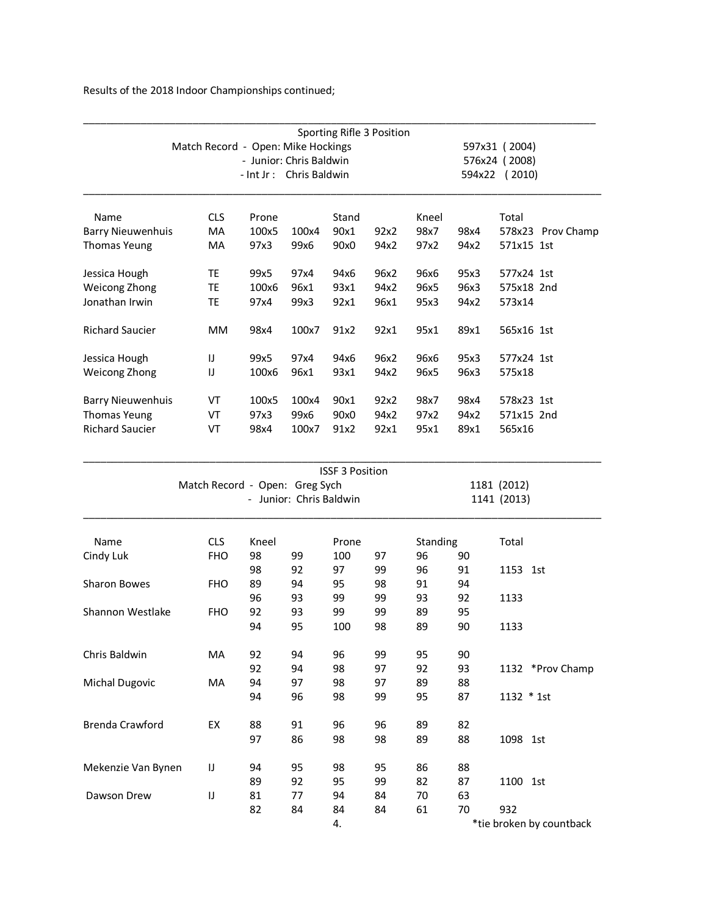Results of the 2018 Indoor Championships continued;

---

## Sporting Rifle 3 Position

Match Record - Open: Mike Hockings 597x31 ( 2004)
- Junior: Chris Baldwin 576x24 ( 2008)
- Int Jr : Chris Baldwin 594x22 ( 2010)

---

| Name | CLS | Prone | | Stand | | Kneel | | Total |
|---|---|---|---|---|---|---|---|---|
| Barry Nieuwenhuis | MA | 100x5 | 100x4 | 90x1 | 92x2 | 98x7 | 98x4 | 578x23 Prov Champ |
| Thomas Yeung | MA | 97x3 | 99x6 | 90x0 | 94x2 | 97x2 | 94x2 | 571x15 1st |
| | | | | | | | | |
| Jessica Hough | TE | 99x5 | 97x4 | 94x6 | 96x2 | 96x6 | 95x3 | 577x24 1st |
| Weicong Zhong | TE | 100x6 | 96x1 | 93x1 | 94x2 | 96x5 | 96x3 | 575x18 2nd |
| Jonathan Irwin | TE | 97x4 | 99x3 | 92x1 | 96x1 | 95x3 | 94x2 | 573x14 |
| | | | | | | | | |
| Richard Saucier | MM | 98x4 | 100x7 | 91x2 | 92x1 | 95x1 | 89x1 | 565x16 1st |
| | | | | | | | | |
| Jessica Hough | IJ | 99x5 | 97x4 | 94x6 | 96x2 | 96x6 | 95x3 | 577x24 1st |
| Weicong Zhong | IJ | 100x6 | 96x1 | 93x1 | 94x2 | 96x5 | 96x3 | 575x18 |
| | | | | | | | | |
| Barry Nieuwenhuis | VT | 100x5 | 100x4 | 90x1 | 92x2 | 98x7 | 98x4 | 578x23 1st |
| Thomas Yeung | VT | 97x3 | 99x6 | 90x0 | 94x2 | 97x2 | 94x2 | 571x15 2nd |
| Richard Saucier | VT | 98x4 | 100x7 | 91x2 | 92x1 | 95x1 | 89x1 | 565x16 |

---

## ISSF 3 Position

Match Record - Open: Greg Sych 1181 (2012)
- Junior: Chris Baldwin 1141 (2013)

---

| Name | CLS | Kneel | | Prone | | Standing | | Total |
|---|---|---|---|---|---|---|---|---|
| Cindy Luk | FHO | 98 | 99 | 100 | 97 | 96 | 90 | |
| | | 98 | 92 | 97 | 99 | 96 | 91 | 1153 1st |
| Sharon Bowes | FHO | 89 | 94 | 95 | 98 | 91 | 94 | |
| | | 96 | 93 | 99 | 99 | 93 | 92 | 1133 |
| Shannon Westlake | FHO | 92 | 93 | 99 | 99 | 89 | 95 | |
| | | 94 | 95 | 100 | 98 | 89 | 90 | 1133 |
| | | | | | | | | |
| Chris Baldwin | MA | 92 | 94 | 96 | 99 | 95 | 90 | |
| | | 92 | 94 | 98 | 97 | 92 | 93 | 1132 *Prov Champ |
| Michal Dugovic | MA | 94 | 97 | 98 | 97 | 89 | 88 | |
| | | 94 | 96 | 98 | 99 | 95 | 87 | 1132 * 1st |
| | | | | | | | | |
| Brenda Crawford | EX | 88 | 91 | 96 | 96 | 89 | 82 | |
| | | 97 | 86 | 98 | 98 | 89 | 88 | 1098 1st |
| | | | | | | | | |
| Mekenzie Van Bynen | IJ | 94 | 95 | 98 | 95 | 86 | 88 | |
| | | 89 | 92 | 95 | 99 | 82 | 87 | 1100 1st |
| Dawson Drew | IJ | 81 | 77 | 94 | 84 | 70 | 63 | |
| | | 82 | 84 | 84 | 84 | 61 | 70 | 932 |

*tie broken by countback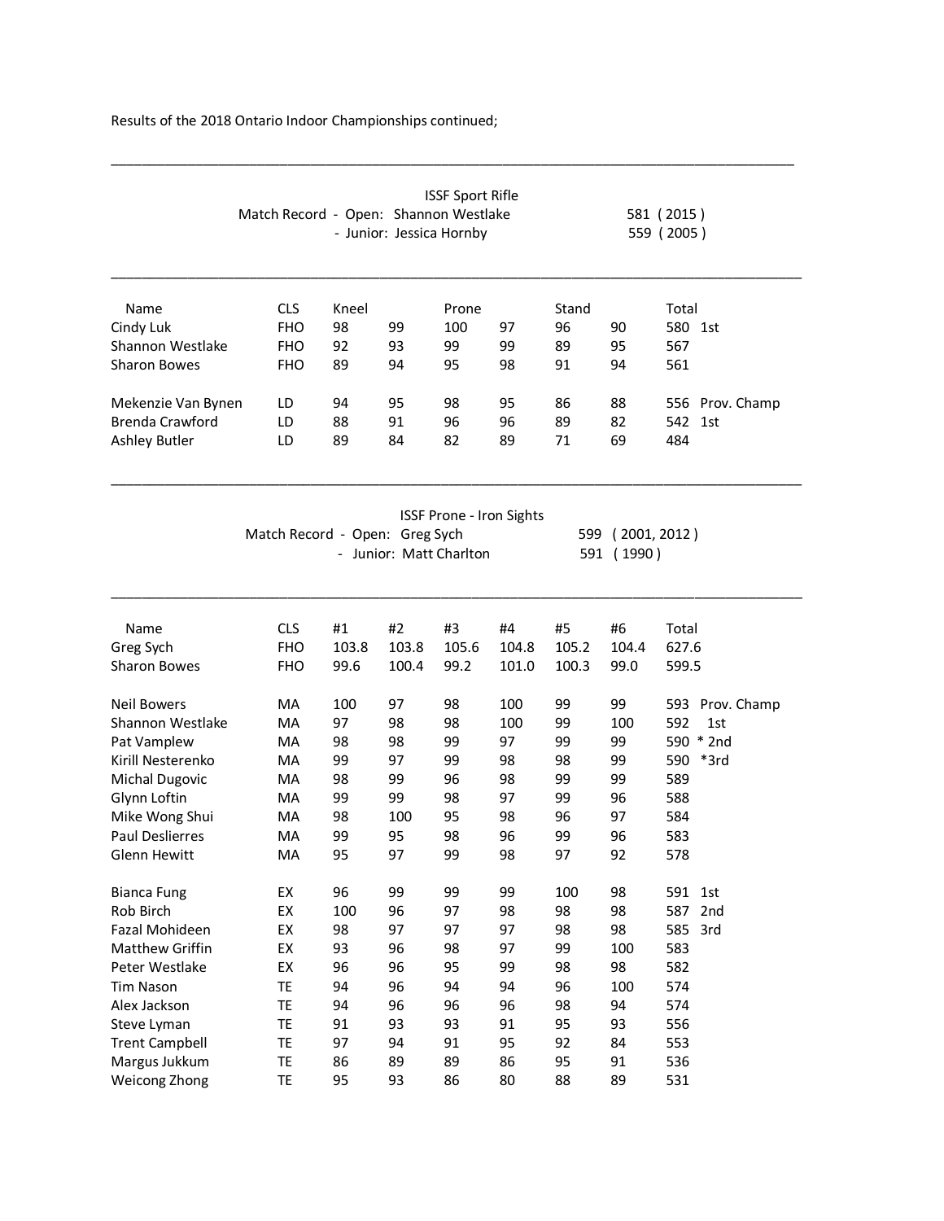Results of the 2018 Ontario Indoor Championships continued;

---

## ISSF Sport Rifle

Match Record - Open: Shannon Westlake 581 ( 2015 )
- Junior: Jessica Hornby 559 ( 2005 )

---

| Name | CLS | Kneel | | Prone | | Stand | | Total | |
|---|---|---|---|---|---|---|---|---|---|
| Cindy Luk | FHO | 98 | 99 | 100 | 97 | 96 | 90 | 580 | 1st |
| Shannon Westlake | FHO | 92 | 93 | 99 | 99 | 89 | 95 | 567 | |
| Sharon Bowes | FHO | 89 | 94 | 95 | 98 | 91 | 94 | 561 | |
| | | | | | | | | | |
| Mekenzie Van Bynen | LD | 94 | 95 | 98 | 95 | 86 | 88 | 556 | Prov. Champ |
| Brenda Crawford | LD | 88 | 91 | 96 | 96 | 89 | 82 | 542 | 1st |
| Ashley Butler | LD | 89 | 84 | 82 | 89 | 71 | 69 | 484 | |

---

## ISSF Prone - Iron Sights

Match Record - Open: Greg Sych 599 ( 2001, 2012 )
- Junior: Matt Charlton 591 ( 1990 )

---

| Name | CLS | #1 | #2 | #3 | #4 | #5 | #6 | Total | |
|---|---|---|---|---|---|---|---|---|---|
| Greg Sych | FHO | 103.8 | 103.8 | 105.6 | 104.8 | 105.2 | 104.4 | 627.6 | |
| Sharon Bowes | FHO | 99.6 | 100.4 | 99.2 | 101.0 | 100.3 | 99.0 | 599.5 | |
| | | | | | | | | | |
| Neil Bowers | MA | 100 | 97 | 98 | 100 | 99 | 99 | 593 | Prov. Champ |
| Shannon Westlake | MA | 97 | 98 | 98 | 100 | 99 | 100 | 592 | 1st |
| Pat Vamplew | MA | 98 | 98 | 99 | 97 | 99 | 99 | 590 | * 2nd |
| Kirill Nesterenko | MA | 99 | 97 | 99 | 98 | 98 | 99 | 590 | *3rd |
| Michal Dugovic | MA | 98 | 99 | 96 | 98 | 99 | 99 | 589 | |
| Glynn Loftin | MA | 99 | 99 | 98 | 97 | 99 | 96 | 588 | |
| Mike Wong Shui | MA | 98 | 100 | 95 | 98 | 96 | 97 | 584 | |
| Paul Deslierres | MA | 99 | 95 | 98 | 96 | 99 | 96 | 583 | |
| Glenn Hewitt | MA | 95 | 97 | 99 | 98 | 97 | 92 | 578 | |
| | | | | | | | | | |
| Bianca Fung | EX | 96 | 99 | 99 | 99 | 100 | 98 | 591 | 1st |
| Rob Birch | EX | 100 | 96 | 97 | 98 | 98 | 98 | 587 | 2nd |
| Fazal Mohideen | EX | 98 | 97 | 97 | 97 | 98 | 98 | 585 | 3rd |
| Matthew Griffin | EX | 93 | 96 | 98 | 97 | 99 | 100 | 583 | |
| Peter Westlake | EX | 96 | 96 | 95 | 99 | 98 | 98 | 582 | |
| Tim Nason | TE | 94 | 96 | 94 | 94 | 96 | 100 | 574 | |
| Alex Jackson | TE | 94 | 96 | 96 | 96 | 98 | 94 | 574 | |
| Steve Lyman | TE | 91 | 93 | 93 | 91 | 95 | 93 | 556 | |
| Trent Campbell | TE | 97 | 94 | 91 | 95 | 92 | 84 | 553 | |
| Margus Jukkum | TE | 86 | 89 | 89 | 86 | 95 | 91 | 536 | |
| Weicong Zhong | TE | 95 | 93 | 86 | 80 | 88 | 89 | 531 | |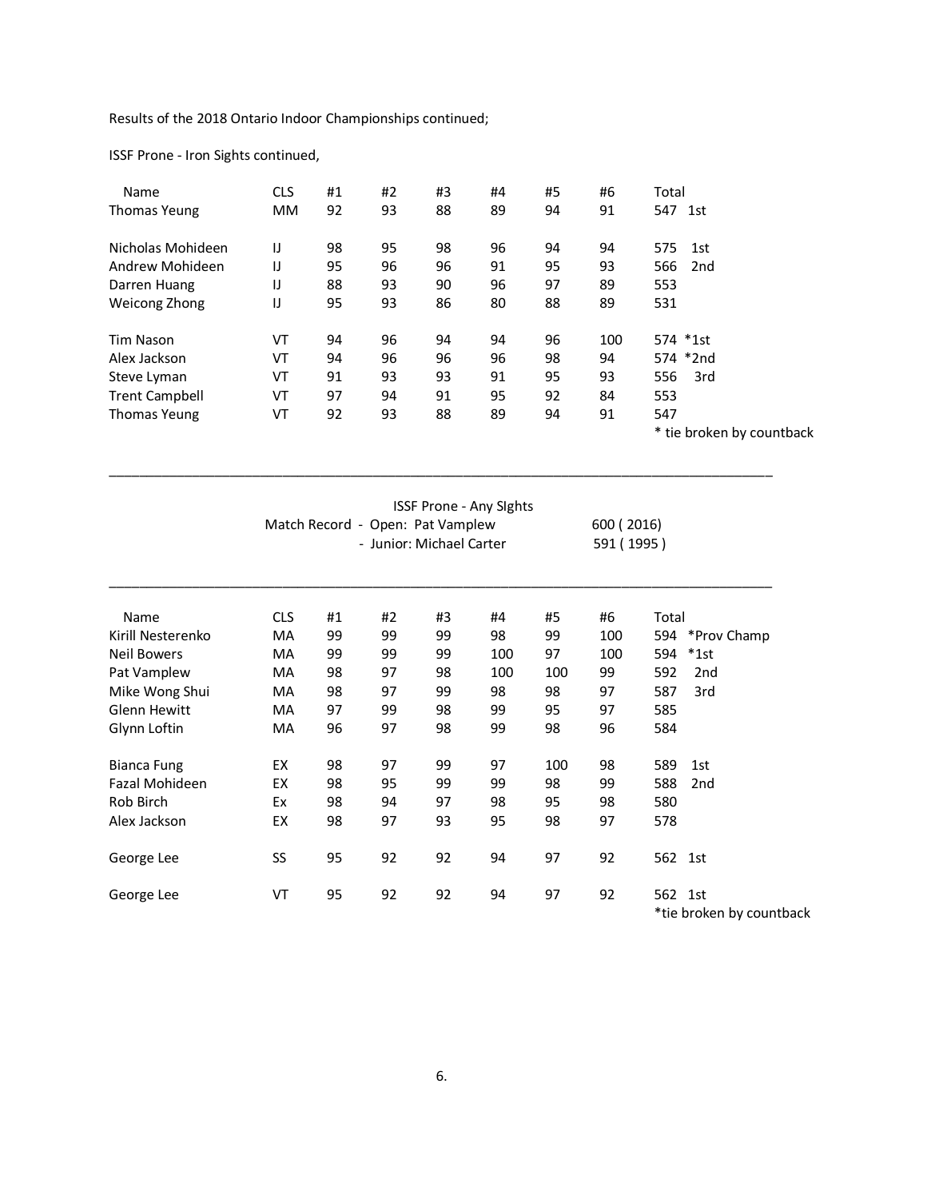Results of the 2018 Ontario Indoor Championships continued;

ISSF Prone - Iron Sights continued,

| Name | CLS | #1 | #2 | #3 | #4 | #5 | #6 | Total |
|---|---|---|---|---|---|---|---|---|
| Thomas Yeung | MM | 92 | 93 | 88 | 89 | 94 | 91 | 547 1st |
| | | | | | | | | |
| Nicholas Mohideen | IJ | 98 | 95 | 98 | 96 | 94 | 94 | 575 1st |
| Andrew Mohideen | IJ | 95 | 96 | 96 | 91 | 95 | 93 | 566 2nd |
| Darren Huang | IJ | 88 | 93 | 90 | 96 | 97 | 89 | 553 |
| Weicong Zhong | IJ | 95 | 93 | 86 | 80 | 88 | 89 | 531 |
| | | | | | | | | |
| Tim Nason | VT | 94 | 96 | 94 | 94 | 96 | 100 | 574 *1st |
| Alex Jackson | VT | 94 | 96 | 96 | 96 | 98 | 94 | 574 *2nd |
| Steve Lyman | VT | 91 | 93 | 93 | 91 | 95 | 93 | 556 3rd |
| Trent Campbell | VT | 97 | 94 | 91 | 95 | 92 | 84 | 553 |
| Thomas Yeung | VT | 92 | 93 | 88 | 89 | 94 | 91 | 547 |

* tie broken by countback

---

ISSF Prone - Any SIghts

Match Record - Open: Pat Vamplew 600 ( 2016)

- Junior: Michael Carter 591 ( 1995 )

---

| Name | CLS | #1 | #2 | #3 | #4 | #5 | #6 | Total |
|---|---|---|---|---|---|---|---|---|
| Kirill Nesterenko | MA | 99 | 99 | 99 | 98 | 99 | 100 | 594 *Prov Champ |
| Neil Bowers | MA | 99 | 99 | 99 | 100 | 97 | 100 | 594 *1st |
| Pat Vamplew | MA | 98 | 97 | 98 | 100 | 100 | 99 | 592 2nd |
| Mike Wong Shui | MA | 98 | 97 | 99 | 98 | 98 | 97 | 587 3rd |
| Glenn Hewitt | MA | 97 | 99 | 98 | 99 | 95 | 97 | 585 |
| Glynn Loftin | MA | 96 | 97 | 98 | 99 | 98 | 96 | 584 |
| | | | | | | | | |
| Bianca Fung | EX | 98 | 97 | 99 | 97 | 100 | 98 | 589 1st |
| Fazal Mohideen | EX | 98 | 95 | 99 | 99 | 98 | 99 | 588 2nd |
| Rob Birch | Ex | 98 | 94 | 97 | 98 | 95 | 98 | 580 |
| Alex Jackson | EX | 98 | 97 | 93 | 95 | 98 | 97 | 578 |
| | | | | | | | | |
| George Lee | SS | 95 | 92 | 92 | 94 | 97 | 92 | 562 1st |
| | | | | | | | | |
| George Lee | VT | 95 | 92 | 92 | 94 | 97 | 92 | 562 1st |

*tie broken by countback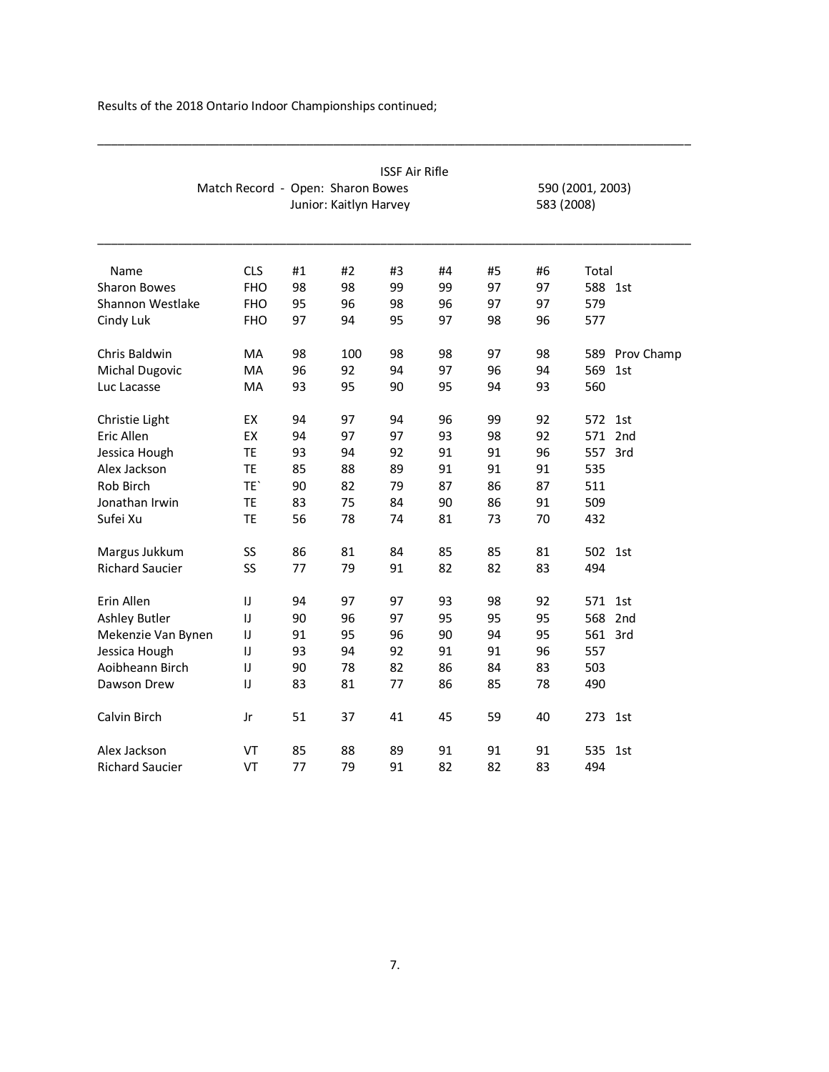Results of the 2018 Ontario Indoor Championships continued;

---

ISSF Air Rifle

Match Record - Open: Sharon Bowes 590 (2001, 2003)
Junior: Kaitlyn Harvey 583 (2008)

---

| Name | CLS | #1 | #2 | #3 | #4 | #5 | #6 | Total | |
|---|---|---|---|---|---|---|---|---|---|
| Sharon Bowes | FHO | 98 | 98 | 99 | 99 | 97 | 97 | 588 | 1st |
| Shannon Westlake | FHO | 95 | 96 | 98 | 96 | 97 | 97 | 579 | |
| Cindy Luk | FHO | 97 | 94 | 95 | 97 | 98 | 96 | 577 | |
| | | | | | | | | | |
| Chris Baldwin | MA | 98 | 100 | 98 | 98 | 97 | 98 | 589 | Prov Champ |
| Michal Dugovic | MA | 96 | 92 | 94 | 97 | 96 | 94 | 569 | 1st |
| Luc Lacasse | MA | 93 | 95 | 90 | 95 | 94 | 93 | 560 | |
| | | | | | | | | | |
| Christie Light | EX | 94 | 97 | 94 | 96 | 99 | 92 | 572 | 1st |
| Eric Allen | EX | 94 | 97 | 97 | 93 | 98 | 92 | 571 | 2nd |
| Jessica Hough | TE | 93 | 94 | 92 | 91 | 91 | 96 | 557 | 3rd |
| Alex Jackson | TE | 85 | 88 | 89 | 91 | 91 | 91 | 535 | |
| Rob Birch | TE` | 90 | 82 | 79 | 87 | 86 | 87 | 511 | |
| Jonathan Irwin | TE | 83 | 75 | 84 | 90 | 86 | 91 | 509 | |
| Sufei Xu | TE | 56 | 78 | 74 | 81 | 73 | 70 | 432 | |
| | | | | | | | | | |
| Margus Jukkum | SS | 86 | 81 | 84 | 85 | 85 | 81 | 502 | 1st |
| Richard Saucier | SS | 77 | 79 | 91 | 82 | 82 | 83 | 494 | |
| | | | | | | | | | |
| Erin Allen | IJ | 94 | 97 | 97 | 93 | 98 | 92 | 571 | 1st |
| Ashley Butler | IJ | 90 | 96 | 97 | 95 | 95 | 95 | 568 | 2nd |
| Mekenzie Van Bynen | IJ | 91 | 95 | 96 | 90 | 94 | 95 | 561 | 3rd |
| Jessica Hough | IJ | 93 | 94 | 92 | 91 | 91 | 96 | 557 | |
| Aoibheann Birch | IJ | 90 | 78 | 82 | 86 | 84 | 83 | 503 | |
| Dawson Drew | IJ | 83 | 81 | 77 | 86 | 85 | 78 | 490 | |
| | | | | | | | | | |
| Calvin Birch | Jr | 51 | 37 | 41 | 45 | 59 | 40 | 273 | 1st |
| | | | | | | | | | |
| Alex Jackson | VT | 85 | 88 | 89 | 91 | 91 | 91 | 535 | 1st |
| Richard Saucier | VT | 77 | 79 | 91 | 82 | 82 | 83 | 494 | |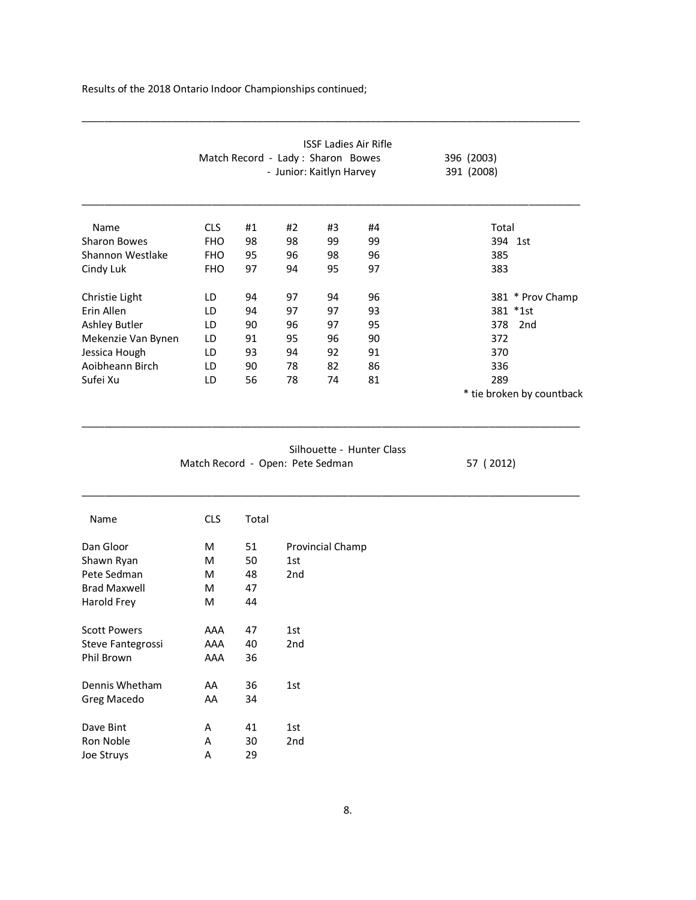Results of the 2018 Ontario Indoor Championships continued;

---

## ISSF Ladies Air Rifle

Match Record - Lady : Sharon Bowes 396 (2003)
- Junior: Kaitlyn Harvey 391 (2008)

---

| Name | CLS | #1 | #2 | #3 | #4 | Total |
|---|---|---|---|---|---|---|
| Sharon Bowes | FHO | 98 | 98 | 99 | 99 | 394 1st |
| Shannon Westlake | FHO | 95 | 96 | 98 | 96 | 385 |
| Cindy Luk | FHO | 97 | 94 | 95 | 97 | 383 |
| Christie Light | LD | 94 | 97 | 94 | 96 | 381 * Prov Champ |
| Erin Allen | LD | 94 | 97 | 97 | 93 | 381 *1st |
| Ashley Butler | LD | 90 | 96 | 97 | 95 | 378 2nd |
| Mekenzie Van Bynen | LD | 91 | 95 | 96 | 90 | 372 |
| Jessica Hough | LD | 93 | 94 | 92 | 91 | 370 |
| Aoibheann Birch | LD | 90 | 78 | 82 | 86 | 336 |
| Sufei Xu | LD | 56 | 78 | 74 | 81 | 289 |

* tie broken by countback

---

## Silhouette - Hunter Class

Match Record - Open: Pete Sedman 57 ( 2012)

---

| Name | CLS | Total | |
|---|---|---|---|
| Dan Gloor | M | 51 | Provincial Champ |
| Shawn Ryan | M | 50 | 1st |
| Pete Sedman | M | 48 | 2nd |
| Brad Maxwell | M | 47 | |
| Harold Frey | M | 44 | |
| Scott Powers | AAA | 47 | 1st |
| Steve Fantegrossi | AAA | 40 | 2nd |
| Phil Brown | AAA | 36 | |
| Dennis Whetham | AA | 36 | 1st |
| Greg Macedo | AA | 34 | |
| Dave Bint | A | 41 | 1st |
| Ron Noble | A | 30 | 2nd |
| Joe Struys | A | 29 | |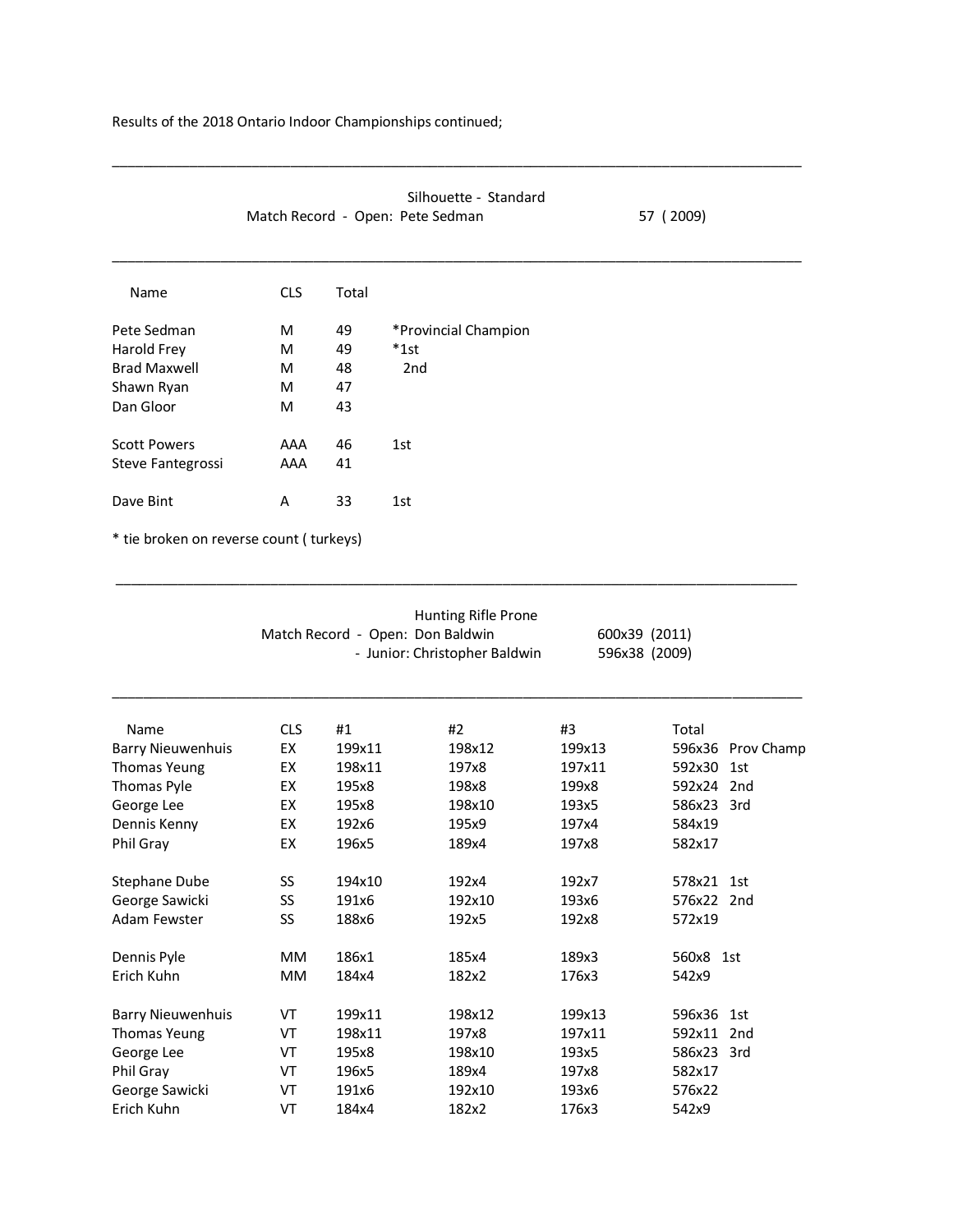Results of the 2018 Ontario Indoor Championships continued;

---

## Silhouette - Standard

Match Record - Open: Pete Sedman 57 ( 2009)

---

| Name | CLS | Total | |
|---|---|---|---|
| Pete Sedman | M | 49 | *Provincial Champion |
| Harold Frey | M | 49 | *1st |
| Brad Maxwell | M | 48 | 2nd |
| Shawn Ryan | M | 47 | |
| Dan Gloor | M | 43 | |
| | | | |
| Scott Powers | AAA | 46 | 1st |
| Steve Fantegrossi | AAA | 41 | |
| | | | |
| Dave Bint | A | 33 | 1st |

* tie broken on reverse count ( turkeys)

---

## Hunting Rifle Prone

Match Record - Open: Don Baldwin 600x39 (2011)
- Junior: Christopher Baldwin 596x38 (2009)

---

| Name | CLS | #1 | #2 | #3 | Total | |
|---|---|---|---|---|---|---|
| Barry Nieuwenhuis | EX | 199x11 | 198x12 | 199x13 | 596x36 | Prov Champ |
| Thomas Yeung | EX | 198x11 | 197x8 | 197x11 | 592x30 | 1st |
| Thomas Pyle | EX | 195x8 | 198x8 | 199x8 | 592x24 | 2nd |
| George Lee | EX | 195x8 | 198x10 | 193x5 | 586x23 | 3rd |
| Dennis Kenny | EX | 192x6 | 195x9 | 197x4 | 584x19 | |
| Phil Gray | EX | 196x5 | 189x4 | 197x8 | 582x17 | |
| | | | | | | |
| Stephane Dube | SS | 194x10 | 192x4 | 192x7 | 578x21 | 1st |
| George Sawicki | SS | 191x6 | 192x10 | 193x6 | 576x22 | 2nd |
| Adam Fewster | SS | 188x6 | 192x5 | 192x8 | 572x19 | |
| | | | | | | |
| Dennis Pyle | MM | 186x1 | 185x4 | 189x3 | 560x8 | 1st |
| Erich Kuhn | MM | 184x4 | 182x2 | 176x3 | 542x9 | |
| | | | | | | |
| Barry Nieuwenhuis | VT | 199x11 | 198x12 | 199x13 | 596x36 | 1st |
| Thomas Yeung | VT | 198x11 | 197x8 | 197x11 | 592x11 | 2nd |
| George Lee | VT | 195x8 | 198x10 | 193x5 | 586x23 | 3rd |
| Phil Gray | VT | 196x5 | 189x4 | 197x8 | 582x17 | |
| George Sawicki | VT | 191x6 | 192x10 | 193x6 | 576x22 | |
| Erich Kuhn | VT | 184x4 | 182x2 | 176x3 | 542x9 | |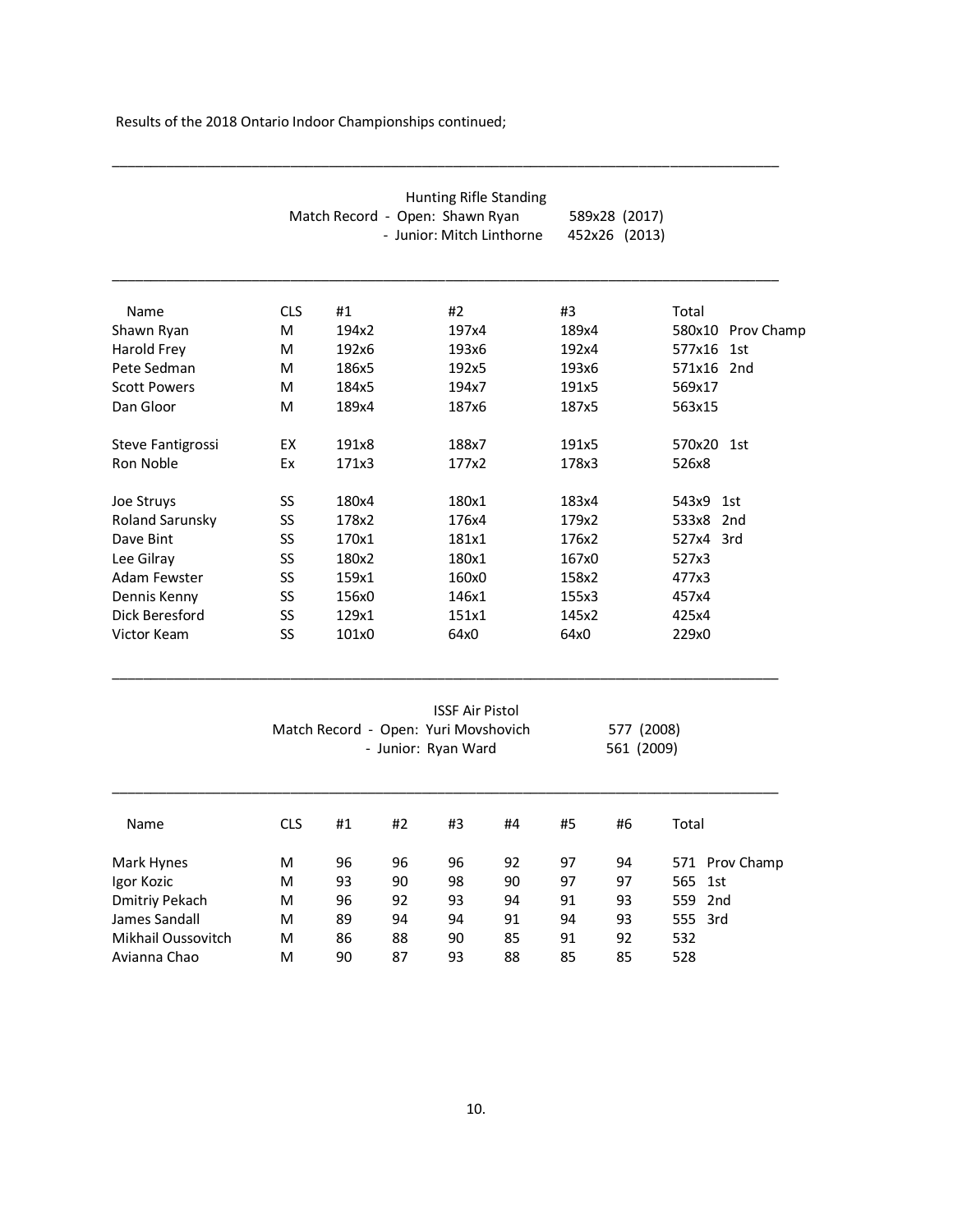Results of the 2018 Ontario Indoor Championships continued;

---

### Hunting Rifle Standing

Match Record - Open: Shawn Ryan 589x28 (2017)
- Junior: Mitch Linthorne 452x26 (2013)

---

| Name | CLS | #1 | #2 | #3 | Total | |
|---|---|---|---|---|---|---|
| Shawn Ryan | M | 194x2 | 197x4 | 189x4 | 580x10 | Prov Champ |
| Harold Frey | M | 192x6 | 193x6 | 192x4 | 577x16 | 1st |
| Pete Sedman | M | 186x5 | 192x5 | 193x6 | 571x16 | 2nd |
| Scott Powers | M | 184x5 | 194x7 | 191x5 | 569x17 | |
| Dan Gloor | M | 189x4 | 187x6 | 187x5 | 563x15 | |
| | | | | | | |
| Steve Fantigrossi | EX | 191x8 | 188x7 | 191x5 | 570x20 | 1st |
| Ron Noble | Ex | 171x3 | 177x2 | 178x3 | 526x8 | |
| | | | | | | |
| Joe Struys | SS | 180x4 | 180x1 | 183x4 | 543x9 | 1st |
| Roland Sarunsky | SS | 178x2 | 176x4 | 179x2 | 533x8 | 2nd |
| Dave Bint | SS | 170x1 | 181x1 | 176x2 | 527x4 | 3rd |
| Lee Gilray | SS | 180x2 | 180x1 | 167x0 | 527x3 | |
| Adam Fewster | SS | 159x1 | 160x0 | 158x2 | 477x3 | |
| Dennis Kenny | SS | 156x0 | 146x1 | 155x3 | 457x4 | |
| Dick Beresford | SS | 129x1 | 151x1 | 145x2 | 425x4 | |
| Victor Keam | SS | 101x0 | 64x0 | 64x0 | 229x0 | |

---

### ISSF Air Pistol

Match Record - Open: Yuri Movshovich 577 (2008)
- Junior: Ryan Ward 561 (2009)

---

| Name | CLS | #1 | #2 | #3 | #4 | #5 | #6 | Total | |
|---|---|---|---|---|---|---|---|---|---|
| Mark Hynes | M | 96 | 96 | 96 | 92 | 97 | 94 | 571 | Prov Champ |
| Igor Kozic | M | 93 | 90 | 98 | 90 | 97 | 97 | 565 | 1st |
| Dmitriy Pekach | M | 96 | 92 | 93 | 94 | 91 | 93 | 559 | 2nd |
| James Sandall | M | 89 | 94 | 94 | 91 | 94 | 93 | 555 | 3rd |
| Mikhail Oussovitch | M | 86 | 88 | 90 | 85 | 91 | 92 | 532 | |
| Avianna Chao | M | 90 | 87 | 93 | 88 | 85 | 85 | 528 | |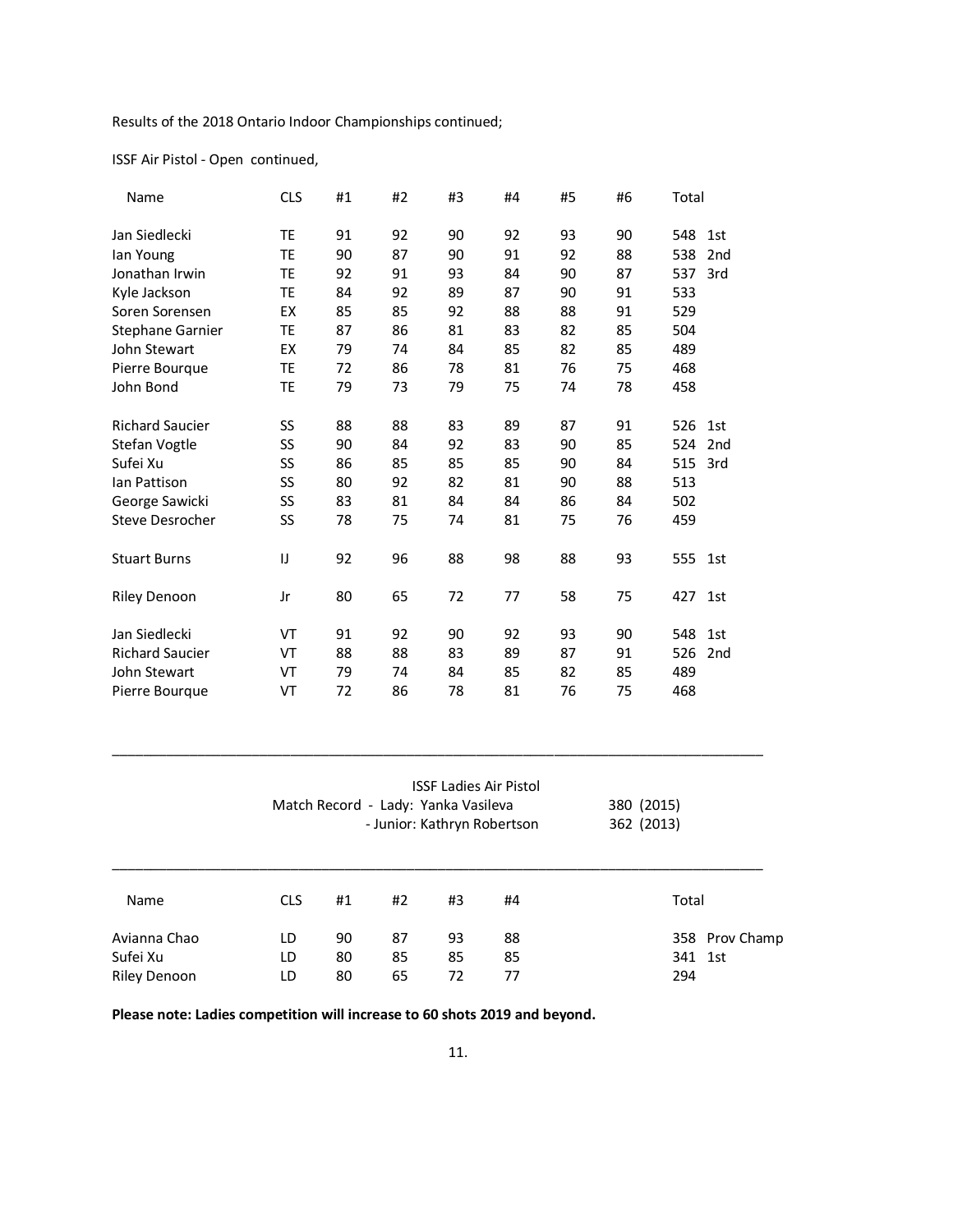Results of the 2018 Ontario Indoor Championships continued;

ISSF Air Pistol - Open continued,

| Name | CLS | #1 | #2 | #3 | #4 | #5 | #6 | Total | |
|---|---|---|---|---|---|---|---|---|---|
| Jan Siedlecki | TE | 91 | 92 | 90 | 92 | 93 | 90 | 548 | 1st |
| Ian Young | TE | 90 | 87 | 90 | 91 | 92 | 88 | 538 | 2nd |
| Jonathan Irwin | TE | 92 | 91 | 93 | 84 | 90 | 87 | 537 | 3rd |
| Kyle Jackson | TE | 84 | 92 | 89 | 87 | 90 | 91 | 533 | |
| Soren Sorensen | EX | 85 | 85 | 92 | 88 | 88 | 91 | 529 | |
| Stephane Garnier | TE | 87 | 86 | 81 | 83 | 82 | 85 | 504 | |
| John Stewart | EX | 79 | 74 | 84 | 85 | 82 | 85 | 489 | |
| Pierre Bourque | TE | 72 | 86 | 78 | 81 | 76 | 75 | 468 | |
| John Bond | TE | 79 | 73 | 79 | 75 | 74 | 78 | 458 | |
| | | | | | | | | | |
| Richard Saucier | SS | 88 | 88 | 83 | 89 | 87 | 91 | 526 | 1st |
| Stefan Vogtle | SS | 90 | 84 | 92 | 83 | 90 | 85 | 524 | 2nd |
| Sufei Xu | SS | 86 | 85 | 85 | 85 | 90 | 84 | 515 | 3rd |
| Ian Pattison | SS | 80 | 92 | 82 | 81 | 90 | 88 | 513 | |
| George Sawicki | SS | 83 | 81 | 84 | 84 | 86 | 84 | 502 | |
| Steve Desrocher | SS | 78 | 75 | 74 | 81 | 75 | 76 | 459 | |
| | | | | | | | | | |
| Stuart Burns | IJ | 92 | 96 | 88 | 98 | 88 | 93 | 555 | 1st |
| | | | | | | | | | |
| Riley Denoon | Jr | 80 | 65 | 72 | 77 | 58 | 75 | 427 | 1st |
| | | | | | | | | | |
| Jan Siedlecki | VT | 91 | 92 | 90 | 92 | 93 | 90 | 548 | 1st |
| Richard Saucier | VT | 88 | 88 | 83 | 89 | 87 | 91 | 526 | 2nd |
| John Stewart | VT | 79 | 74 | 84 | 85 | 82 | 85 | 489 | |
| Pierre Bourque | VT | 72 | 86 | 78 | 81 | 76 | 75 | 468 | |

---

ISSF Ladies Air Pistol

Match Record - Lady: Yanka Vasileva 380 (2015)

- Junior: Kathryn Robertson 362 (2013)

---

| Name | CLS | #1 | #2 | #3 | #4 | Total | |
|---|---|---|---|---|---|---|---|
| Avianna Chao | LD | 90 | 87 | 93 | 88 | 358 | Prov Champ |
| Sufei Xu | LD | 80 | 85 | 85 | 85 | 341 | 1st |
| Riley Denoon | LD | 80 | 65 | 72 | 77 | 294 | |

**Please note: Ladies competition will increase to 60 shots 2019 and beyond.**